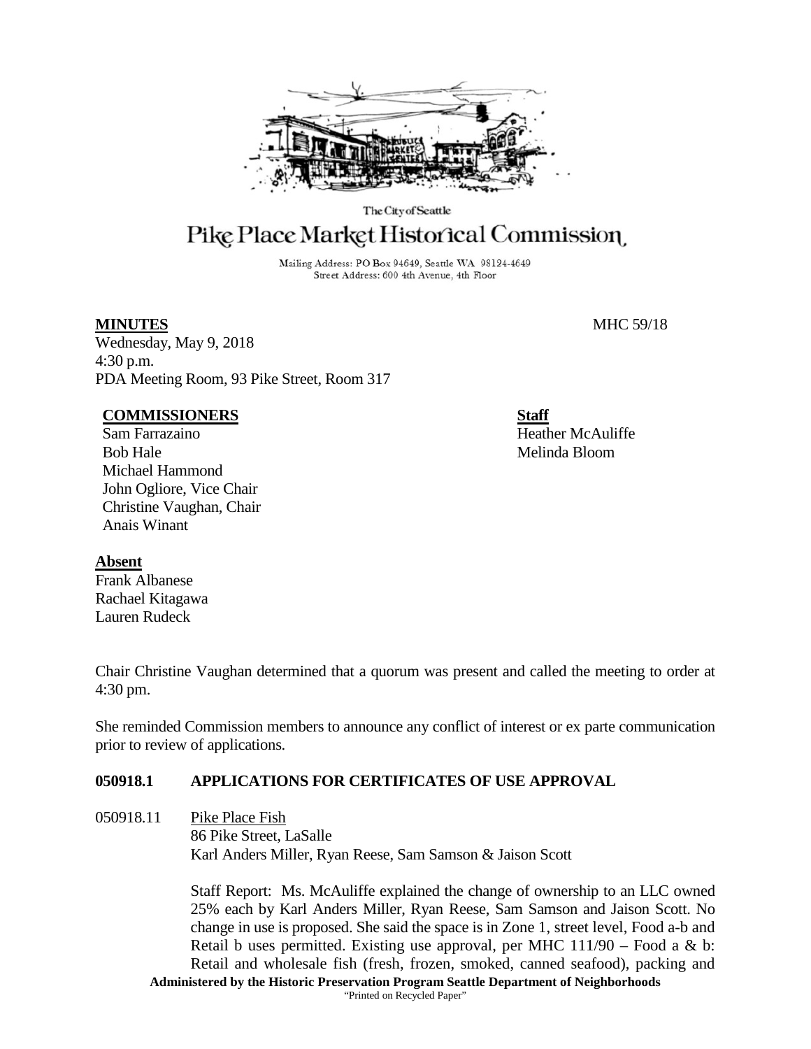The City of Seattle

# Pike Place Market Historical Commission

Mailing Address: PO Box 94649, Seattle WA 98124-4649
Street Address: 600 4th Avenue, 4th Floor

**MINUTES** MHC 59/18

Wednesday, May 9, 2018
4:30 p.m.
PDA Meeting Room, 93 Pike Street, Room 317

**COMMISSIONERS**
Sam Farrazaino
Bob Hale
Michael Hammond
John Ogliore, Vice Chair
Christine Vaughan, Chair
Anais Winant

**Staff**
Heather McAuliffe
Melinda Bloom

**Absent**
Frank Albanese
Rachael Kitagawa
Lauren Rudeck

Chair Christine Vaughan determined that a quorum was present and called the meeting to order at 4:30 pm.

She reminded Commission members to announce any conflict of interest or ex parte communication prior to review of applications.

**050918.1 APPLICATIONS FOR CERTIFICATES OF USE APPROVAL**

050918.11 Pike Place Fish
86 Pike Street, LaSalle
Karl Anders Miller, Ryan Reese, Sam Samson & Jaison Scott

Staff Report: Ms. McAuliffe explained the change of ownership to an LLC owned 25% each by Karl Anders Miller, Ryan Reese, Sam Samson and Jaison Scott. No change in use is proposed. She said the space is in Zone 1, street level, Food a-b and Retail b uses permitted. Existing use approval, per MHC 111/90 – Food a & b: Retail and wholesale fish (fresh, frozen, smoked, canned seafood), packing and

**Administered by the Historic Preservation Program Seattle Department of Neighborhoods**
"Printed on Recycled Paper"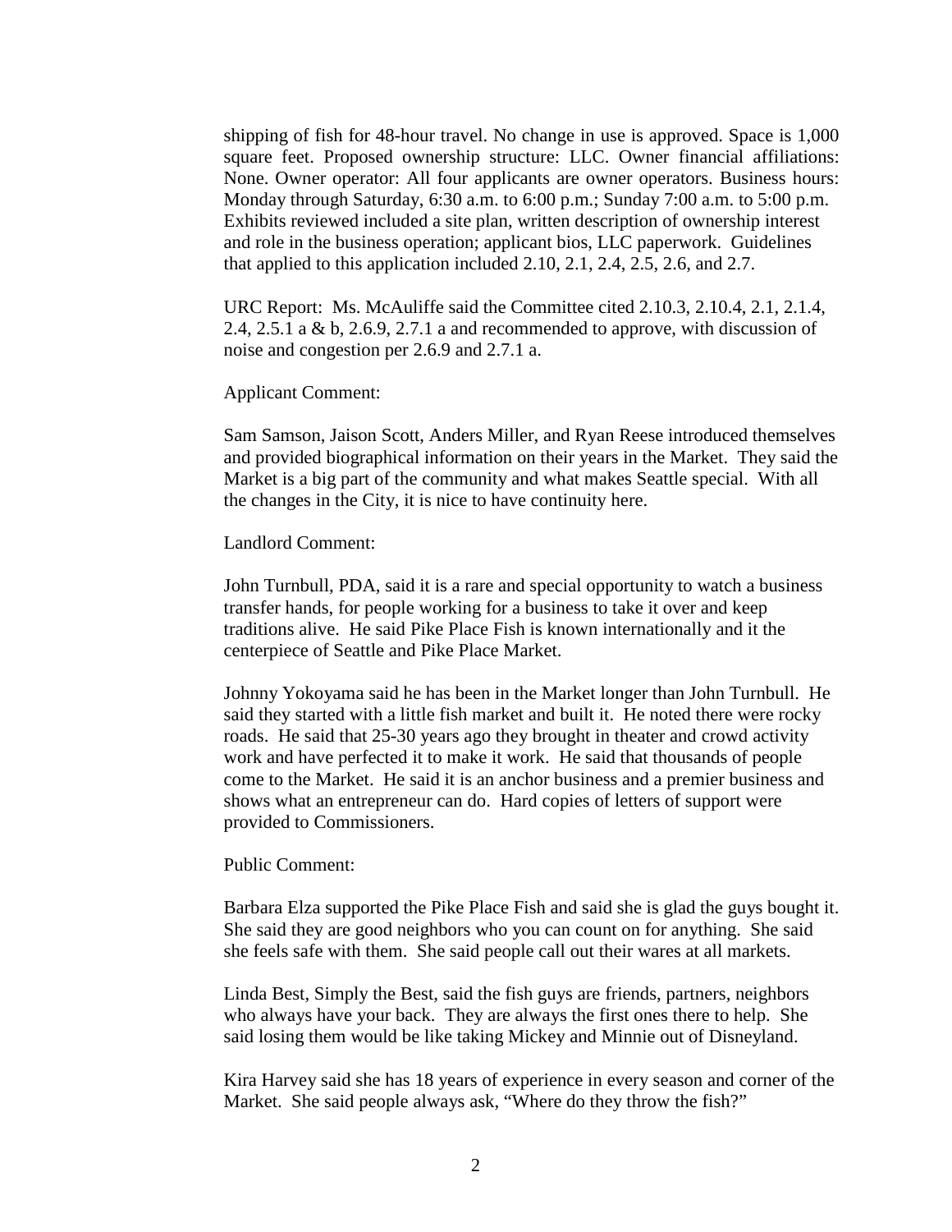shipping of fish for 48-hour travel. No change in use is approved. Space is 1,000 square feet. Proposed ownership structure: LLC. Owner financial affiliations: None. Owner operator: All four applicants are owner operators. Business hours: Monday through Saturday, 6:30 a.m. to 6:00 p.m.; Sunday 7:00 a.m. to 5:00 p.m. Exhibits reviewed included a site plan, written description of ownership interest and role in the business operation; applicant bios, LLC paperwork. Guidelines that applied to this application included 2.10, 2.1, 2.4, 2.5, 2.6, and 2.7.

URC Report: Ms. McAuliffe said the Committee cited 2.10.3, 2.10.4, 2.1, 2.1.4, 2.4, 2.5.1 a & b, 2.6.9, 2.7.1 a and recommended to approve, with discussion of noise and congestion per 2.6.9 and 2.7.1 a.

Applicant Comment:

Sam Samson, Jaison Scott, Anders Miller, and Ryan Reese introduced themselves and provided biographical information on their years in the Market. They said the Market is a big part of the community and what makes Seattle special. With all the changes in the City, it is nice to have continuity here.

Landlord Comment:

John Turnbull, PDA, said it is a rare and special opportunity to watch a business transfer hands, for people working for a business to take it over and keep traditions alive. He said Pike Place Fish is known internationally and it the centerpiece of Seattle and Pike Place Market.

Johnny Yokoyama said he has been in the Market longer than John Turnbull. He said they started with a little fish market and built it. He noted there were rocky roads. He said that 25-30 years ago they brought in theater and crowd activity work and have perfected it to make it work. He said that thousands of people come to the Market. He said it is an anchor business and a premier business and shows what an entrepreneur can do. Hard copies of letters of support were provided to Commissioners.

Public Comment:

Barbara Elza supported the Pike Place Fish and said she is glad the guys bought it. She said they are good neighbors who you can count on for anything. She said she feels safe with them. She said people call out their wares at all markets.

Linda Best, Simply the Best, said the fish guys are friends, partners, neighbors who always have your back. They are always the first ones there to help. She said losing them would be like taking Mickey and Minnie out of Disneyland.

Kira Harvey said she has 18 years of experience in every season and corner of the Market. She said people always ask, "Where do they throw the fish?"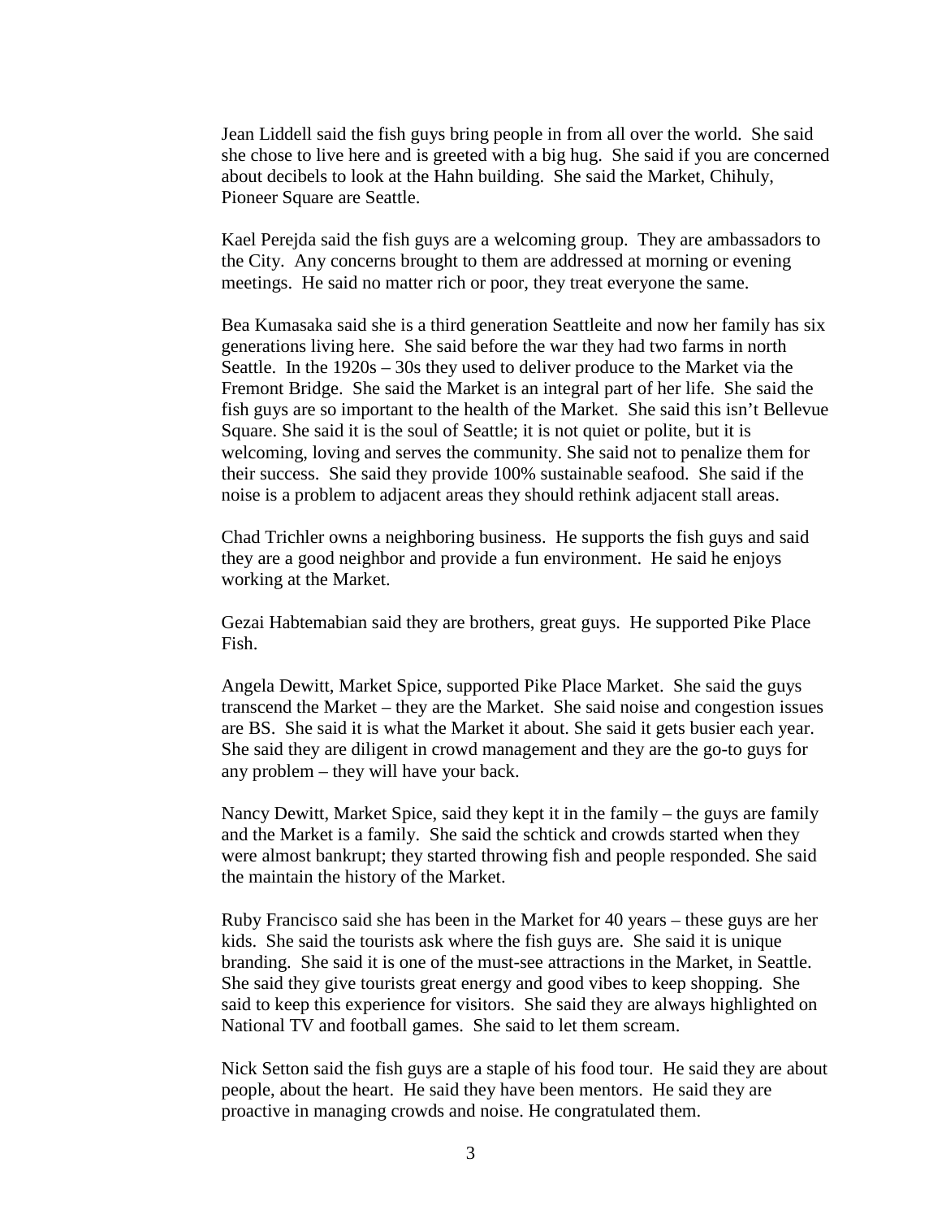Jean Liddell said the fish guys bring people in from all over the world. She said she chose to live here and is greeted with a big hug. She said if you are concerned about decibels to look at the Hahn building. She said the Market, Chihuly, Pioneer Square are Seattle.

Kael Perejda said the fish guys are a welcoming group. They are ambassadors to the City. Any concerns brought to them are addressed at morning or evening meetings. He said no matter rich or poor, they treat everyone the same.

Bea Kumasaka said she is a third generation Seattleite and now her family has six generations living here. She said before the war they had two farms in north Seattle. In the 1920s – 30s they used to deliver produce to the Market via the Fremont Bridge. She said the Market is an integral part of her life. She said the fish guys are so important to the health of the Market. She said this isn't Bellevue Square. She said it is the soul of Seattle; it is not quiet or polite, but it is welcoming, loving and serves the community. She said not to penalize them for their success. She said they provide 100% sustainable seafood. She said if the noise is a problem to adjacent areas they should rethink adjacent stall areas.

Chad Trichler owns a neighboring business. He supports the fish guys and said they are a good neighbor and provide a fun environment. He said he enjoys working at the Market.

Gezai Habtemabian said they are brothers, great guys. He supported Pike Place Fish.

Angela Dewitt, Market Spice, supported Pike Place Market. She said the guys transcend the Market – they are the Market. She said noise and congestion issues are BS. She said it is what the Market it about. She said it gets busier each year. She said they are diligent in crowd management and they are the go-to guys for any problem – they will have your back.

Nancy Dewitt, Market Spice, said they kept it in the family – the guys are family and the Market is a family. She said the schtick and crowds started when they were almost bankrupt; they started throwing fish and people responded. She said the maintain the history of the Market.

Ruby Francisco said she has been in the Market for 40 years – these guys are her kids. She said the tourists ask where the fish guys are. She said it is unique branding. She said it is one of the must-see attractions in the Market, in Seattle. She said they give tourists great energy and good vibes to keep shopping. She said to keep this experience for visitors. She said they are always highlighted on National TV and football games. She said to let them scream.

Nick Setton said the fish guys are a staple of his food tour. He said they are about people, about the heart. He said they have been mentors. He said they are proactive in managing crowds and noise. He congratulated them.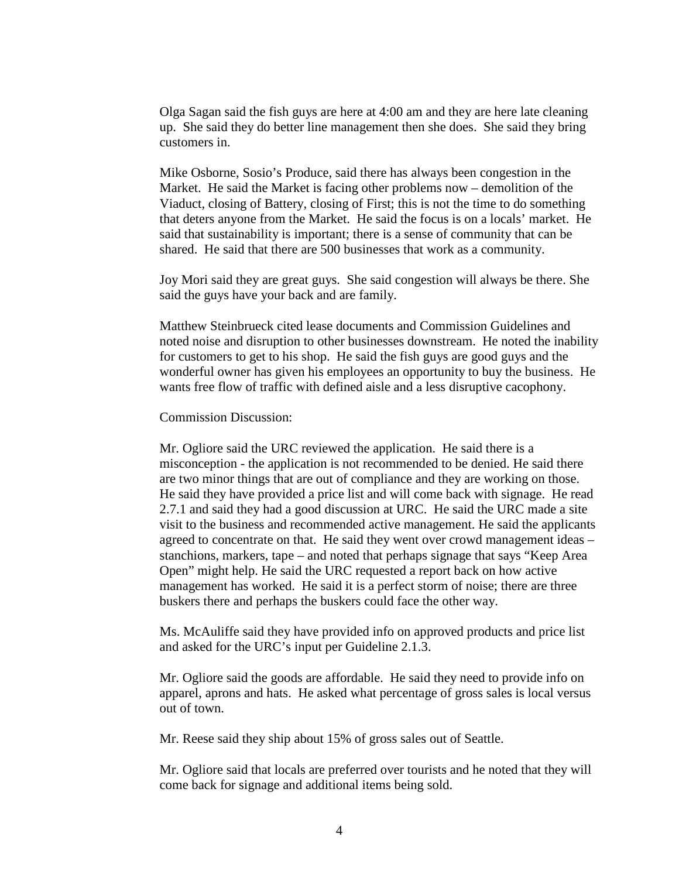Olga Sagan said the fish guys are here at 4:00 am and they are here late cleaning up. She said they do better line management then she does. She said they bring customers in.

Mike Osborne, Sosio's Produce, said there has always been congestion in the Market. He said the Market is facing other problems now – demolition of the Viaduct, closing of Battery, closing of First; this is not the time to do something that deters anyone from the Market. He said the focus is on a locals' market. He said that sustainability is important; there is a sense of community that can be shared. He said that there are 500 businesses that work as a community.

Joy Mori said they are great guys. She said congestion will always be there. She said the guys have your back and are family.

Matthew Steinbrueck cited lease documents and Commission Guidelines and noted noise and disruption to other businesses downstream. He noted the inability for customers to get to his shop. He said the fish guys are good guys and the wonderful owner has given his employees an opportunity to buy the business. He wants free flow of traffic with defined aisle and a less disruptive cacophony.

Commission Discussion:

Mr. Ogliore said the URC reviewed the application. He said there is a misconception - the application is not recommended to be denied. He said there are two minor things that are out of compliance and they are working on those. He said they have provided a price list and will come back with signage. He read 2.7.1 and said they had a good discussion at URC. He said the URC made a site visit to the business and recommended active management. He said the applicants agreed to concentrate on that. He said they went over crowd management ideas – stanchions, markers, tape – and noted that perhaps signage that says "Keep Area Open" might help. He said the URC requested a report back on how active management has worked. He said it is a perfect storm of noise; there are three buskers there and perhaps the buskers could face the other way.

Ms. McAuliffe said they have provided info on approved products and price list and asked for the URC's input per Guideline 2.1.3.

Mr. Ogliore said the goods are affordable. He said they need to provide info on apparel, aprons and hats. He asked what percentage of gross sales is local versus out of town.

Mr. Reese said they ship about 15% of gross sales out of Seattle.

Mr. Ogliore said that locals are preferred over tourists and he noted that they will come back for signage and additional items being sold.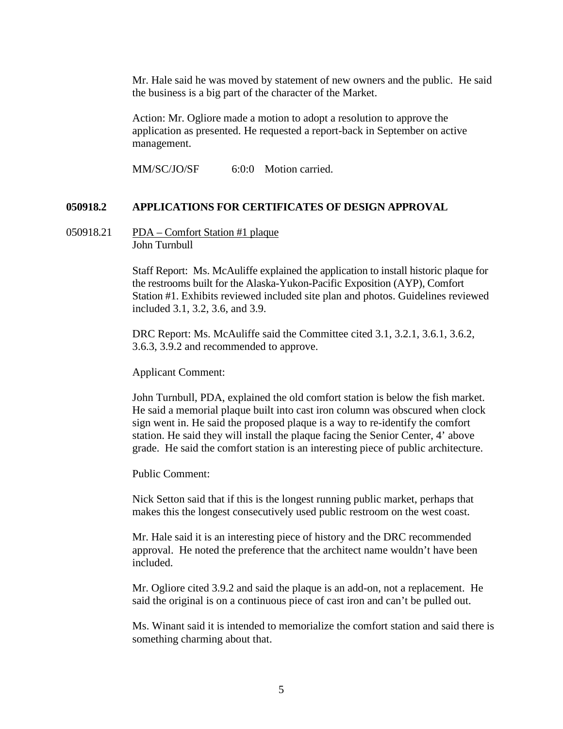Mr. Hale said he was moved by statement of new owners and the public. He said the business is a big part of the character of the Market.

Action: Mr. Ogliore made a motion to adopt a resolution to approve the application as presented. He requested a report-back in September on active management.

MM/SC/JO/SF 6:0:0 Motion carried.

## 050918.2 APPLICATIONS FOR CERTIFICATES OF DESIGN APPROVAL

050918.21 <u>PDA – Comfort Station #1 plaque</u>
John Turnbull

Staff Report: Ms. McAuliffe explained the application to install historic plaque for the restrooms built for the Alaska-Yukon-Pacific Exposition (AYP), Comfort Station #1. Exhibits reviewed included site plan and photos. Guidelines reviewed included 3.1, 3.2, 3.6, and 3.9.

DRC Report: Ms. McAuliffe said the Committee cited 3.1, 3.2.1, 3.6.1, 3.6.2, 3.6.3, 3.9.2 and recommended to approve.

Applicant Comment:

John Turnbull, PDA, explained the old comfort station is below the fish market. He said a memorial plaque built into cast iron column was obscured when clock sign went in. He said the proposed plaque is a way to re-identify the comfort station. He said they will install the plaque facing the Senior Center, 4' above grade. He said the comfort station is an interesting piece of public architecture.

Public Comment:

Nick Setton said that if this is the longest running public market, perhaps that makes this the longest consecutively used public restroom on the west coast.

Mr. Hale said it is an interesting piece of history and the DRC recommended approval. He noted the preference that the architect name wouldn't have been included.

Mr. Ogliore cited 3.9.2 and said the plaque is an add-on, not a replacement. He said the original is on a continuous piece of cast iron and can't be pulled out.

Ms. Winant said it is intended to memorialize the comfort station and said there is something charming about that.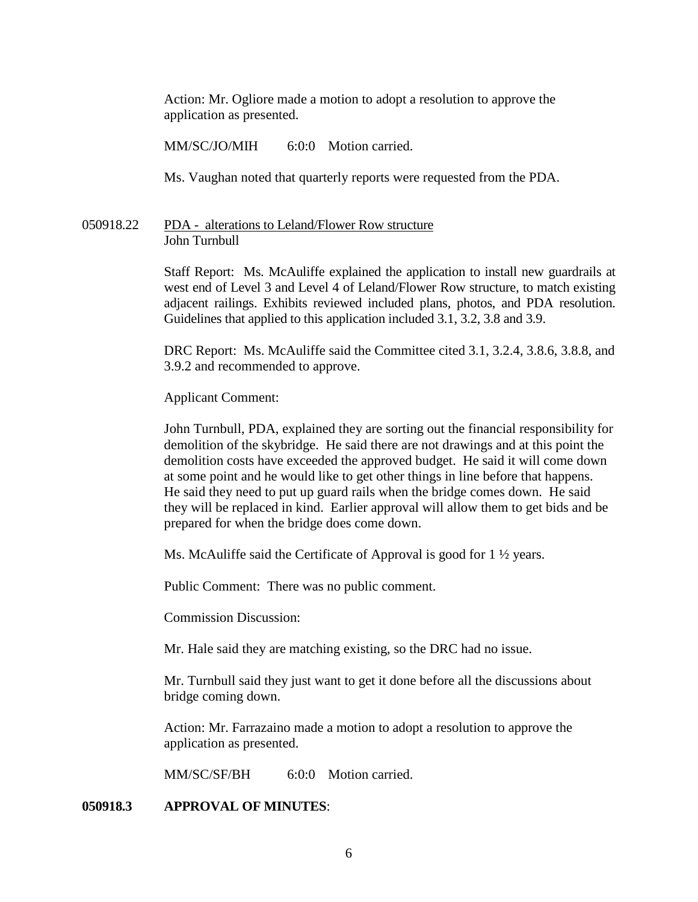Action: Mr. Ogliore made a motion to adopt a resolution to approve the application as presented.

MM/SC/JO/MIH 6:0:0 Motion carried.

Ms. Vaughan noted that quarterly reports were requested from the PDA.

050918.22 PDA - alterations to Leland/Flower Row structure
John Turnbull

Staff Report: Ms. McAuliffe explained the application to install new guardrails at west end of Level 3 and Level 4 of Leland/Flower Row structure, to match existing adjacent railings. Exhibits reviewed included plans, photos, and PDA resolution. Guidelines that applied to this application included 3.1, 3.2, 3.8 and 3.9.

DRC Report: Ms. McAuliffe said the Committee cited 3.1, 3.2.4, 3.8.6, 3.8.8, and 3.9.2 and recommended to approve.

Applicant Comment:

John Turnbull, PDA, explained they are sorting out the financial responsibility for demolition of the skybridge. He said there are not drawings and at this point the demolition costs have exceeded the approved budget. He said it will come down at some point and he would like to get other things in line before that happens. He said they need to put up guard rails when the bridge comes down. He said they will be replaced in kind. Earlier approval will allow them to get bids and be prepared for when the bridge does come down.

Ms. McAuliffe said the Certificate of Approval is good for 1 ½ years.

Public Comment: There was no public comment.

Commission Discussion:

Mr. Hale said they are matching existing, so the DRC had no issue.

Mr. Turnbull said they just want to get it done before all the discussions about bridge coming down.

Action: Mr. Farrazaino made a motion to adopt a resolution to approve the application as presented.

MM/SC/SF/BH 6:0:0 Motion carried.

**050918.3 APPROVAL OF MINUTES**: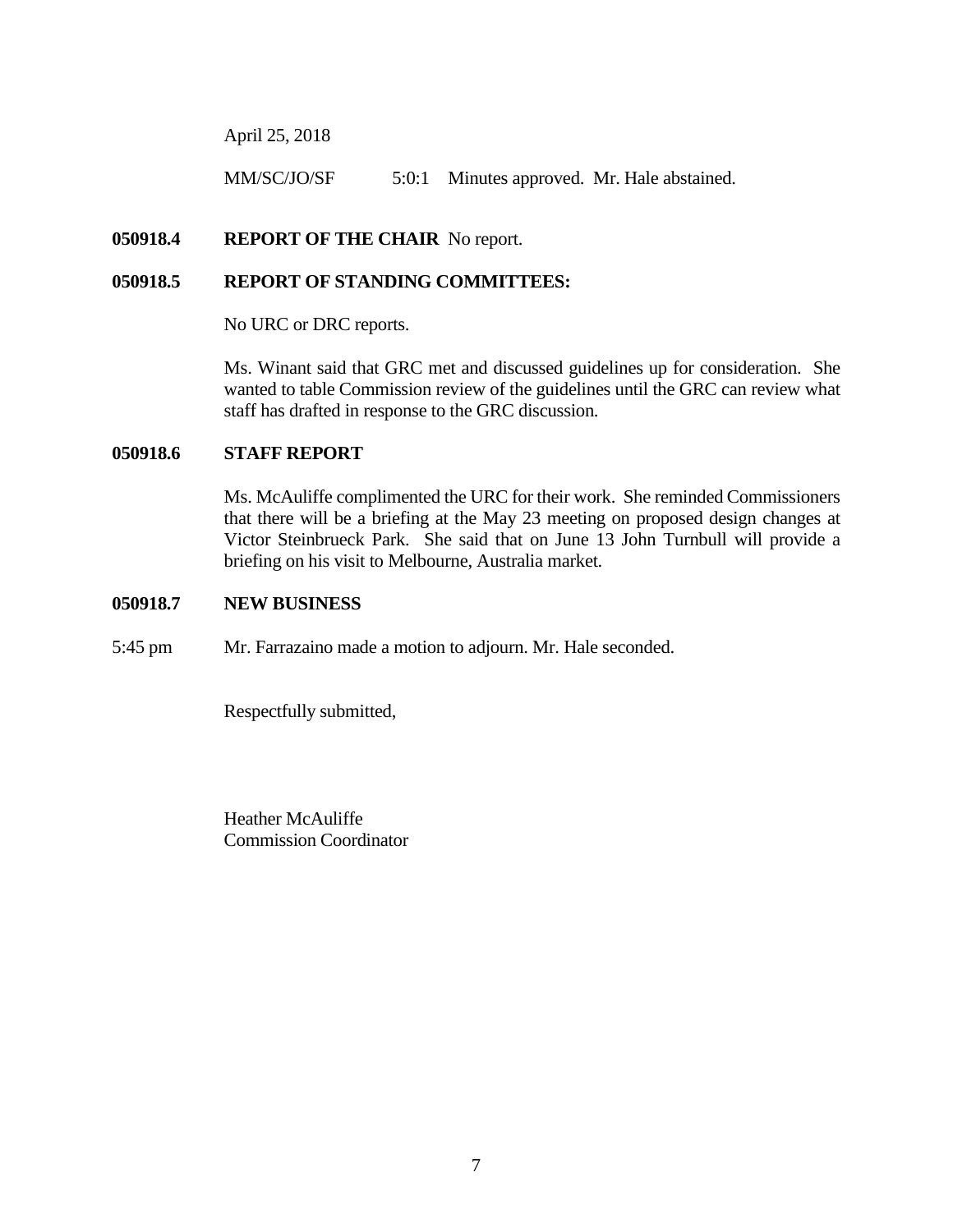April 25, 2018

MM/SC/JO/SF 5:0:1 Minutes approved. Mr. Hale abstained.

**050918.4 REPORT OF THE CHAIR** No report.

**050918.5 REPORT OF STANDING COMMITTEES:**

No URC or DRC reports.

Ms. Winant said that GRC met and discussed guidelines up for consideration. She wanted to table Commission review of the guidelines until the GRC can review what staff has drafted in response to the GRC discussion.

**050918.6 STAFF REPORT**

Ms. McAuliffe complimented the URC for their work. She reminded Commissioners that there will be a briefing at the May 23 meeting on proposed design changes at Victor Steinbrueck Park. She said that on June 13 John Turnbull will provide a briefing on his visit to Melbourne, Australia market.

**050918.7 NEW BUSINESS**

5:45 pm Mr. Farrazaino made a motion to adjourn. Mr. Hale seconded.

Respectfully submitted,

Heather McAuliffe
Commission Coordinator